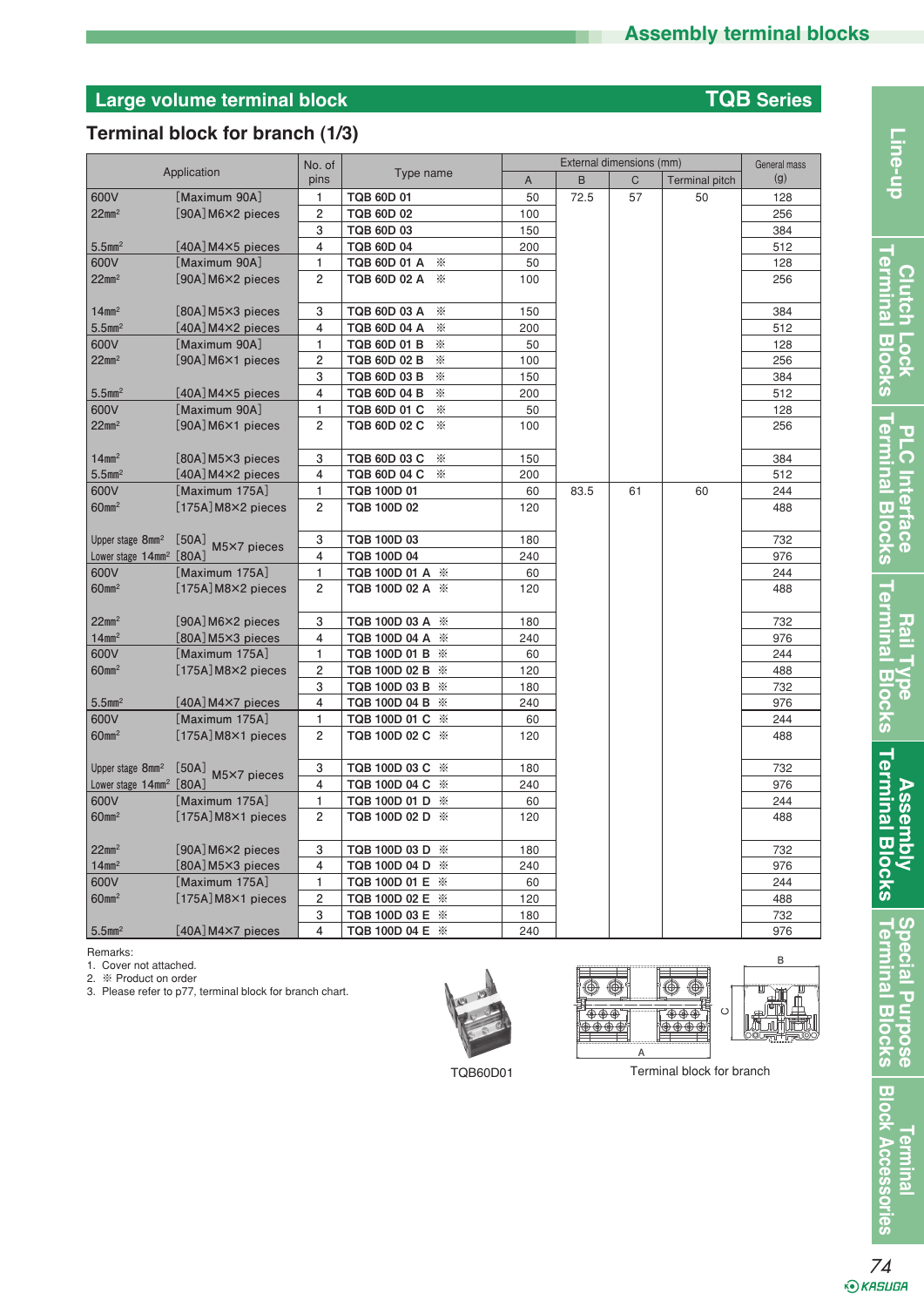## Large volume terminal block — TQB Series

### Terminal block for branch (1/3)

| Application | | No. of pins | Type name | External dimensions (mm) | | | | General mass (g) |
|---|---|---|---|---|---|---|---|---|
| | | | | A | B | C | Terminal pitch | |
| 600V | [Maximum 90A] | 1 | TQB 60D 01 | 50 | 72.5 | 57 | 50 | 128 |
| 22mm² | [90A] M6×2 pieces | 2 | TQB 60D 02 | 100 | | | | 256 |
| | | 3 | TQB 60D 03 | 150 | | | | 384 |
| 5.5mm² | [40A] M4×5 pieces | 4 | TQB 60D 04 | 200 | | | | 512 |
| 600V | [Maximum 90A] | 1 | TQB 60D 01 A ※ | 50 | | | | 128 |
| 22mm² | [90A] M6×2 pieces | 2 | TQB 60D 02 A ※ | 100 | | | | 256 |
| 14mm² | [80A] M5×3 pieces | 3 | TQB 60D 03 A ※ | 150 | | | | 384 |
| 5.5mm² | [40A] M4×2 pieces | 4 | TQB 60D 04 A ※ | 200 | | | | 512 |
| 600V | [Maximum 90A] | 1 | TQB 60D 01 B ※ | 50 | | | | 128 |
| 22mm² | [90A] M6×1 pieces | 2 | TQB 60D 02 B ※ | 100 | | | | 256 |
| | | 3 | TQB 60D 03 B ※ | 150 | | | | 384 |
| 5.5mm² | [40A] M4×5 pieces | 4 | TQB 60D 04 B ※ | 200 | | | | 512 |
| 600V | [Maximum 90A] | 1 | TQB 60D 01 C ※ | 50 | | | | 128 |
| 22mm² | [90A] M6×1 pieces | 2 | TQB 60D 02 C ※ | 100 | | | | 256 |
| 14mm² | [80A] M5×3 pieces | 3 | TQB 60D 03 C ※ | 150 | | | | 384 |
| 5.5mm² | [40A] M4×2 pieces | 4 | TQB 60D 04 C ※ | 200 | | | | 512 |
| 600V | [Maximum 175A] | 1 | TQB 100D 01 | 60 | 83.5 | 61 | 60 | 244 |
| 60mm² | [175A] M8×2 pieces | 2 | TQB 100D 02 | 120 | | | | 488 |
| Upper stage 8mm² | [50A] M5×7 pieces | 3 | TQB 100D 03 | 180 | | | | 732 |
| Lower stage 14mm² | [80A] | 4 | TQB 100D 04 | 240 | | | | 976 |
| 600V | [Maximum 175A] | 1 | TQB 100D 01 A ※ | 60 | | | | 244 |
| 60mm² | [175A] M8×2 pieces | 2 | TQB 100D 02 A ※ | 120 | | | | 488 |
| 22mm² | [90A] M6×2 pieces | 3 | TQB 100D 03 A ※ | 180 | | | | 732 |
| 14mm² | [80A] M5×3 pieces | 4 | TQB 100D 04 A ※ | 240 | | | | 976 |
| 600V | [Maximum 175A] | 1 | TQB 100D 01 B ※ | 60 | | | | 244 |
| 60mm² | [175A] M8×2 pieces | 2 | TQB 100D 02 B ※ | 120 | | | | 488 |
| | | 3 | TQB 100D 03 B ※ | 180 | | | | 732 |
| 5.5mm² | [40A] M4×7 pieces | 4 | TQB 100D 04 B ※ | 240 | | | | 976 |
| 600V | [Maximum 175A] | 1 | TQB 100D 01 C ※ | 60 | | | | 244 |
| 60mm² | [175A] M8×1 pieces | 2 | TQB 100D 02 C ※ | 120 | | | | 488 |
| Upper stage 8mm² | [50A] M5×7 pieces | 3 | TQB 100D 03 C ※ | 180 | | | | 732 |
| Lower stage 14mm² | [80A] | 4 | TQB 100D 04 C ※ | 240 | | | | 976 |
| 600V | [Maximum 175A] | 1 | TQB 100D 01 D ※ | 60 | | | | 244 |
| 60mm² | [175A] M8×1 pieces | 2 | TQB 100D 02 D ※ | 120 | | | | 488 |
| 22mm² | [90A] M6×2 pieces | 3 | TQB 100D 03 D ※ | 180 | | | | 732 |
| 14mm² | [80A] M5×3 pieces | 4 | TQB 100D 04 D ※ | 240 | | | | 976 |
| 600V | [Maximum 175A] | 1 | TQB 100D 01 E ※ | 60 | | | | 244 |
| 60mm² | [175A] M8×1 pieces | 2 | TQB 100D 02 E ※ | 120 | | | | 488 |
| | | 3 | TQB 100D 03 E ※ | 180 | | | | 732 |
| 5.5mm² | [40A] M4×7 pieces | 4 | TQB 100D 04 E ※ | 240 | | | | 976 |

Remarks:
1. Cover not attached.
2. ※ Product on order
3. Please refer to p77, terminal block for branch chart.

TQB60D01

Terminal block for branch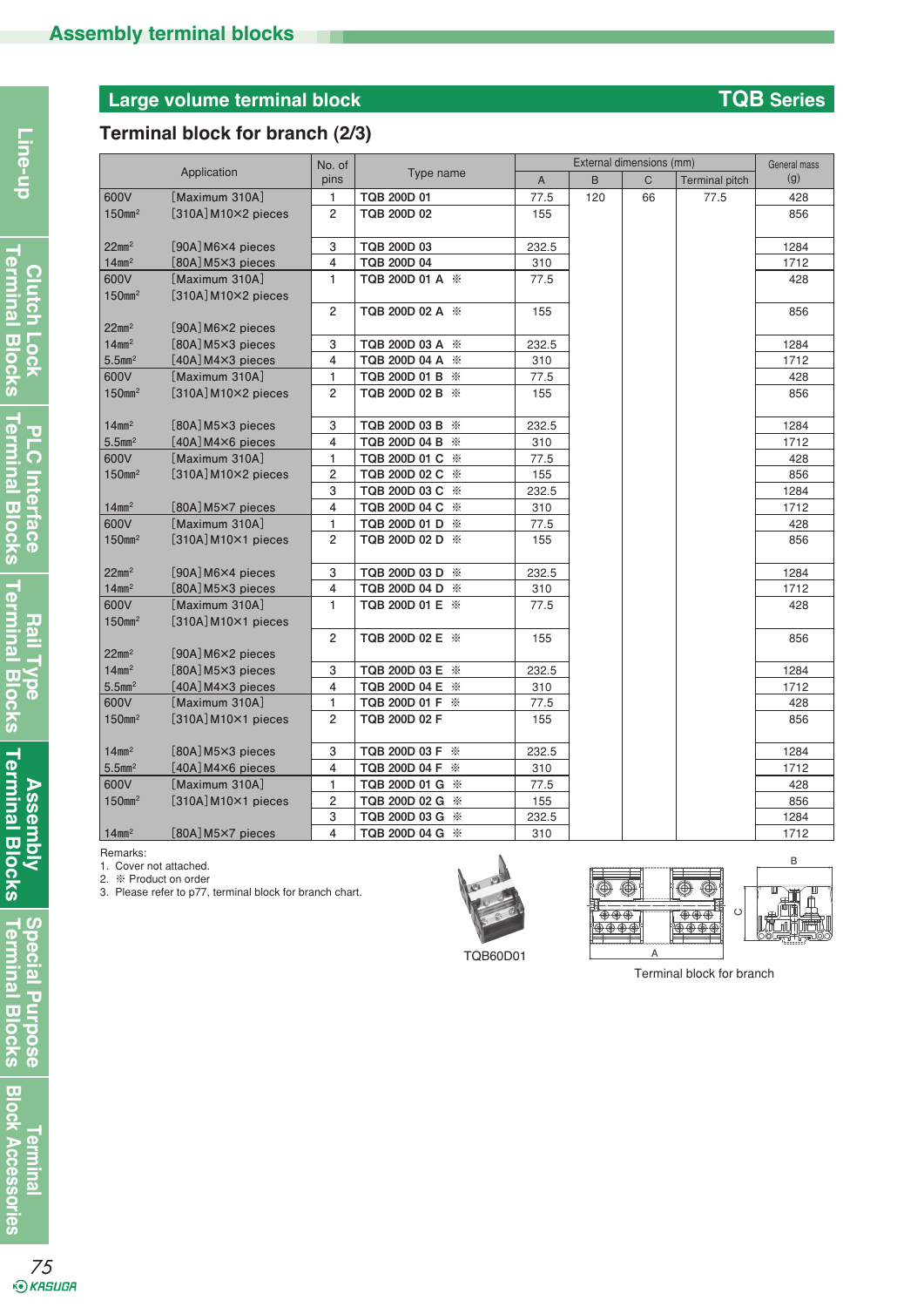## Large volume terminal block — TQB Series

### Terminal block for branch (2/3)

| Application | | No. of pins | Type name | External dimensions (mm) | | | | General mass (g) |
|---|---|---|---|---|---|---|---|---|
| | | | | A | B | C | Terminal pitch | |
| 600V | [Maximum 310A] | 1 | TQB 200D 01 | 77.5 | 120 | 66 | 77.5 | 428 |
| 150mm² | [310A] M10×2 pieces | 2 | TQB 200D 02 | 155 | | | | 856 |
| 22mm² | [90A] M6×4 pieces | 3 | TQB 200D 03 | 232.5 | | | | 1284 |
| 14mm² | [80A] M5×3 pieces | 4 | TQB 200D 04 | 310 | | | | 1712 |
| 600V | [Maximum 310A] | 1 | TQB 200D 01 A ※ | 77.5 | | | | 428 |
| 150mm² | [310A] M10×2 pieces | | | | | | | |
| 22mm² | [90A] M6×2 pieces | 2 | TQB 200D 02 A ※ | 155 | | | | 856 |
| 14mm² | [80A] M5×3 pieces | 3 | TQB 200D 03 A ※ | 232.5 | | | | 1284 |
| 5.5mm² | [40A] M4×3 pieces | 4 | TQB 200D 04 A ※ | 310 | | | | 1712 |
| 600V | [Maximum 310A] | 1 | TQB 200D 01 B ※ | 77.5 | | | | 428 |
| 150mm² | [310A] M10×2 pieces | 2 | TQB 200D 02 B ※ | 155 | | | | 856 |
| 14mm² | [80A] M5×3 pieces | 3 | TQB 200D 03 B ※ | 232.5 | | | | 1284 |
| 5.5mm² | [40A] M4×6 pieces | 4 | TQB 200D 04 B ※ | 310 | | | | 1712 |
| 600V | [Maximum 310A] | 1 | TQB 200D 01 C ※ | 77.5 | | | | 428 |
| 150mm² | [310A] M10×2 pieces | 2 | TQB 200D 02 C ※ | 155 | | | | 856 |
| | | 3 | TQB 200D 03 C ※ | 232.5 | | | | 1284 |
| 14mm² | [80A] M5×7 pieces | 4 | TQB 200D 04 C ※ | 310 | | | | 1712 |
| 600V | [Maximum 310A] | 1 | TQB 200D 01 D ※ | 77.5 | | | | 428 |
| 150mm² | [310A] M10×1 pieces | 2 | TQB 200D 02 D ※ | 155 | | | | 856 |
| 22mm² | [90A] M6×4 pieces | 3 | TQB 200D 03 D ※ | 232.5 | | | | 1284 |
| 14mm² | [80A] M5×3 pieces | 4 | TQB 200D 04 D ※ | 310 | | | | 1712 |
| 600V | [Maximum 310A] | 1 | TQB 200D 01 E ※ | 77.5 | | | | 428 |
| 150mm² | [310A] M10×1 pieces | | | | | | | |
| 22mm² | [90A] M6×2 pieces | 2 | TQB 200D 02 E ※ | 155 | | | | 856 |
| 14mm² | [80A] M5×3 pieces | 3 | TQB 200D 03 E ※ | 232.5 | | | | 1284 |
| 5.5mm² | [40A] M4×3 pieces | 4 | TQB 200D 04 E ※ | 310 | | | | 1712 |
| 600V | [Maximum 310A] | 1 | TQB 200D 01 F ※ | 77.5 | | | | 428 |
| 150mm² | [310A] M10×1 pieces | 2 | TQB 200D 02 F | 155 | | | | 856 |
| 14mm² | [80A] M5×3 pieces | 3 | TQB 200D 03 F ※ | 232.5 | | | | 1284 |
| 5.5mm² | [40A] M4×6 pieces | 4 | TQB 200D 04 F ※ | 310 | | | | 1712 |
| 600V | [Maximum 310A] | 1 | TQB 200D 01 G ※ | 77.5 | | | | 428 |
| 150mm² | [310A] M10×1 pieces | 2 | TQB 200D 02 G ※ | 155 | | | | 856 |
| | | 3 | TQB 200D 03 G ※ | 232.5 | | | | 1284 |
| 14mm² | [80A] M5×7 pieces | 4 | TQB 200D 04 G ※ | 310 | | | | 1712 |

Remarks:
1. Cover not attached.
2. ※ Product on order
3. Please refer to p77, terminal block for branch chart.

TQB60D01

Terminal block for branch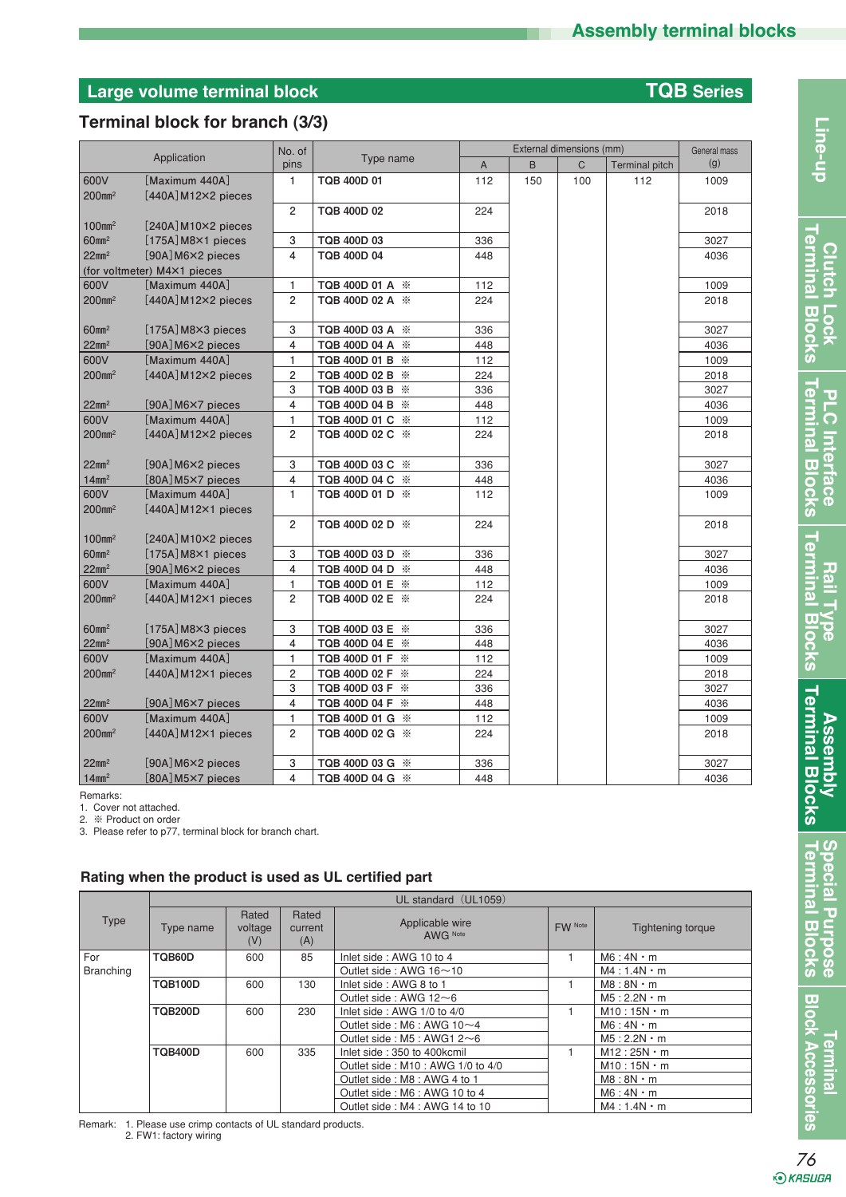# Assembly terminal blocks

## Large volume terminal block — TQB Series

### Terminal block for branch (3/3)

| Application | | No. of pins | Type name | External dimensions (mm) | | | | General mass (g) |
|---|---|---|---|---|---|---|---|---|
| | | | | A | B | C | Terminal pitch | |
| 600V 200㎟ | [Maximum 440A] [440A] M12×2 pieces | 1 | TQB 400D 01 | 112 | 150 | 100 | 112 | 1009 |
| 100㎟ | [240A] M10×2 pieces | 2 | TQB 400D 02 | 224 | | | | 2018 |
| 60㎟ 22㎟ | [175A] M8×1 pieces [90A] M6×2 pieces | 3 | TQB 400D 03 | 336 | | | | 3027 |
| (for voltmeter) M4×1 pieces | | 4 | TQB 400D 04 | 448 | | | | 4036 |
| 600V 200㎟ | [Maximum 440A] [440A] M12×2 pieces | 1 | TQB 400D 01 A ※ | 112 | | | | 1009 |
| | | 2 | TQB 400D 02 A ※ | 224 | | | | 2018 |
| 60㎟ 22㎟ | [175A] M8×3 pieces [90A] M6×2 pieces | 3 | TQB 400D 03 A ※ | 336 | | | | 3027 |
| | | 4 | TQB 400D 04 A ※ | 448 | | | | 4036 |
| 600V 200㎟ | [Maximum 440A] [440A] M12×2 pieces | 1 | TQB 400D 01 B ※ | 112 | | | | 1009 |
| | | 2 | TQB 400D 02 B ※ | 224 | | | | 2018 |
| | | 3 | TQB 400D 03 B ※ | 336 | | | | 3027 |
| 22㎟ | [90A] M6×7 pieces | 4 | TQB 400D 04 B ※ | 448 | | | | 4036 |
| 600V 200㎟ | [Maximum 440A] [440A] M12×2 pieces | 1 | TQB 400D 01 C ※ | 112 | | | | 1009 |
| | | 2 | TQB 400D 02 C ※ | 224 | | | | 2018 |
| 22㎟ 14㎟ | [90A] M6×2 pieces [80A] M5×7 pieces | 3 | TQB 400D 03 C ※ | 336 | | | | 3027 |
| | | 4 | TQB 400D 04 C ※ | 448 | | | | 4036 |
| 600V 200㎟ | [Maximum 440A] [440A] M12×1 pieces | 1 | TQB 400D 01 D ※ | 112 | | | | 1009 |
| 100㎟ | [240A] M10×2 pieces | 2 | TQB 400D 02 D ※ | 224 | | | | 2018 |
| 60㎟ 22㎟ | [175A] M8×1 pieces [90A] M6×2 pieces | 3 | TQB 400D 03 D ※ | 336 | | | | 3027 |
| | | 4 | TQB 400D 04 D ※ | 448 | | | | 4036 |
| 600V 200㎟ | [Maximum 440A] [440A] M12×1 pieces | 1 | TQB 400D 01 E ※ | 112 | | | | 1009 |
| | | 2 | TQB 400D 02 E ※ | 224 | | | | 2018 |
| 60㎟ 22㎟ | [175A] M8×3 pieces [90A] M6×2 pieces | 3 | TQB 400D 03 E ※ | 336 | | | | 3027 |
| | | 4 | TQB 400D 04 E ※ | 448 | | | | 4036 |
| 600V 200㎟ | [Maximum 440A] [440A] M12×1 pieces | 1 | TQB 400D 01 F ※ | 112 | | | | 1009 |
| | | 2 | TQB 400D 02 F ※ | 224 | | | | 2018 |
| | | 3 | TQB 400D 03 F ※ | 336 | | | | 3027 |
| 22㎟ | [90A] M6×7 pieces | 4 | TQB 400D 04 F ※ | 448 | | | | 4036 |
| 600V 200㎟ | [Maximum 440A] [440A] M12×1 pieces | 1 | TQB 400D 01 G ※ | 112 | | | | 1009 |
| | | 2 | TQB 400D 02 G ※ | 224 | | | | 2018 |
| 22㎟ 14㎟ | [90A] M6×2 pieces [80A] M5×7 pieces | 3 | TQB 400D 03 G ※ | 336 | | | | 3027 |
| | | 4 | TQB 400D 04 G ※ | 448 | | | | 4036 |

Remarks:
1. Cover not attached.
2. ※ Product on order
3. Please refer to p77, terminal block for branch chart.

### Rating when the product is used as UL certified part

| Type | UL standard (UL1059) | | | | | |
|---|---|---|---|---|---|---|
| | Type name | Rated voltage (V) | Rated current (A) | Applicable wire AWG Note | FW Note | Tightening torque |
| For Branching | TQB60D | 600 | 85 | Inlet side : AWG 10 to 4 | 1 | M6 : 4N・m |
| | | | | Outlet side : AWG 16~10 | | M4 : 1.4N・m |
| | TQB100D | 600 | 130 | Inlet side : AWG 8 to 1 | 1 | M8 : 8N・m |
| | | | | Outlet side : AWG 12~6 | | M5 : 2.2N・m |
| | TQB200D | 600 | 230 | Inlet side : AWG 1/0 to 4/0 | 1 | M10 : 15N・m |
| | | | | Outlet side : M6 : AWG 10~4 | | M6 : 4N・m |
| | | | | Outlet side : M5 : AWG1 2~6 | | M5 : 2.2N・m |
| | TQB400D | 600 | 335 | Inlet side : 350 to 400kcmil | 1 | M12 : 25N・m |
| | | | | Outlet side : M10 : AWG 1/0 to 4/0 | | M10 : 15N・m |
| | | | | Outlet side : M8 : AWG 4 to 1 | | M8 : 8N・m |
| | | | | Outlet side : M6 : AWG 10 to 4 | | M6 : 4N・m |
| | | | | Outlet side : M4 : AWG 14 to 10 | | M4 : 1.4N・m |

Remark: 1. Please use crimp contacts of UL standard products.
2. FW1: factory wiring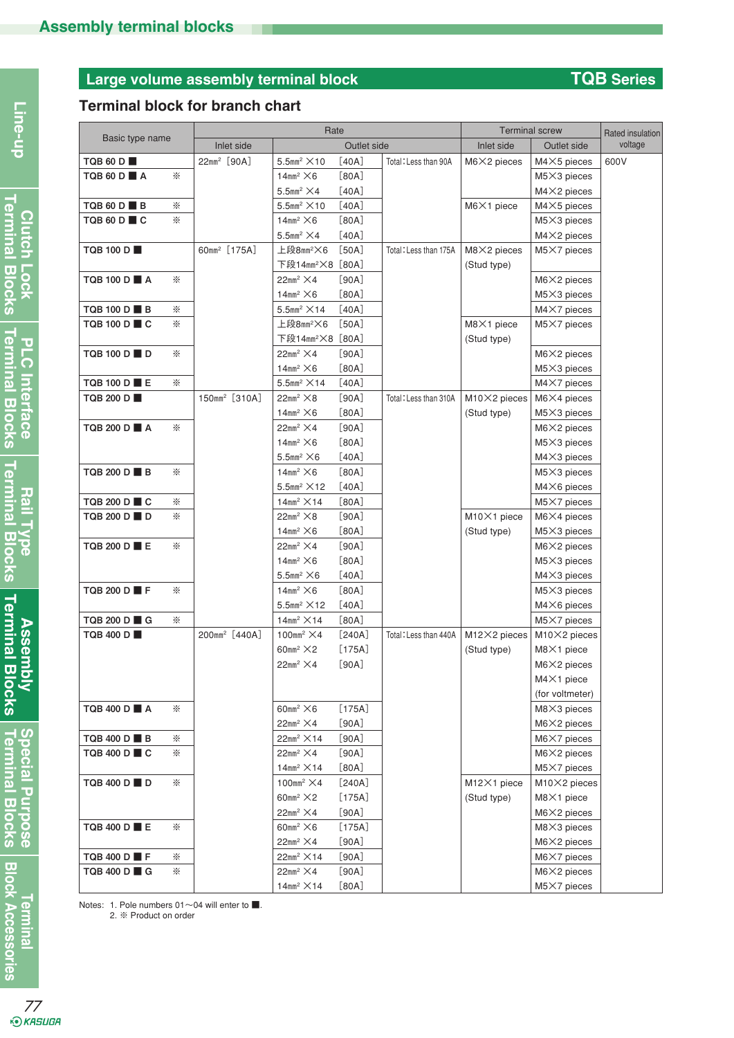## Large volume assembly terminal block — TQB Series

### Terminal block for branch chart

| Basic type name | Rate | | | Terminal screw | | Rated insulation voltage |
|---|---|---|---|---|---|---|
| | Inlet side | Outlet side | | Inlet side | Outlet side | |
| TQB 60 D ■ | 22㎟ [90A] | 5.5㎟ ×10 [40A] | Total：Less than 90A | M6×2 pieces | M4×5 pieces | 600V |
| TQB 60 D ■ A ※ | | 14㎟ ×6 [80A]<br>5.5㎟ ×4 [40A] | | | M5×3 pieces<br>M4×2 pieces | |
| TQB 60 D ■ B ※ | | 5.5㎟ ×10 [40A] | | M6×1 piece | M4×5 pieces | |
| TQB 60 D ■ C ※ | | 14㎟ ×6 [80A]<br>5.5㎟ ×4 [40A] | | | M5×3 pieces<br>M4×2 pieces | |
| TQB 100 D ■ | 60㎟ [175A] | 上段8㎟×6 [50A]<br>下段14㎟×8 [80A] | Total：Less than 175A | M8×2 pieces<br>(Stud type) | M5×7 pieces | |
| TQB 100 D ■ A ※ | | 22㎟ ×4 [90A]<br>14㎟ ×6 [80A] | | | M6×2 pieces<br>M5×3 pieces | |
| TQB 100 D ■ B ※ | | 5.5㎟ ×14 [40A] | | | M4×7 pieces | |
| TQB 100 D ■ C ※ | | 上段8㎟×6 [50A]<br>下段14㎟×8 [80A] | | M8×1 piece<br>(Stud type) | M5×7 pieces | |
| TQB 100 D ■ D ※ | | 22㎟ ×4 [90A]<br>14㎟ ×6 [80A] | | | M6×2 pieces<br>M5×3 pieces | |
| TQB 100 D ■ E ※ | | 5.5㎟ ×14 [40A] | | | M4×7 pieces | |
| TQB 200 D ■ | 150㎟ [310A] | 22㎟ ×8 [90A]<br>14㎟ ×6 [80A] | Total：Less than 310A | M10×2 pieces<br>(Stud type) | M6×4 pieces<br>M5×3 pieces | |
| TQB 200 D ■ A ※ | | 22㎟ ×4 [90A]<br>14㎟ ×6 [80A]<br>5.5㎟ ×6 [40A] | | | M6×2 pieces<br>M5×3 pieces<br>M4×3 pieces | |
| TQB 200 D ■ B ※ | | 14㎟ ×6 [80A]<br>5.5㎟ ×12 [40A] | | | M5×3 pieces<br>M4×6 pieces | |
| TQB 200 D ■ C ※ | | 14㎟ ×14 [80A] | | | M5×7 pieces | |
| TQB 200 D ■ D ※ | | 22㎟ ×8 [90A]<br>14㎟ ×6 [80A] | | M10×1 piece<br>(Stud type) | M6×4 pieces<br>M5×3 pieces | |
| TQB 200 D ■ E ※ | | 22㎟ ×4 [90A]<br>14㎟ ×6 [80A]<br>5.5㎟ ×6 [40A] | | | M6×2 pieces<br>M5×3 pieces<br>M4×3 pieces | |
| TQB 200 D ■ F ※ | | 14㎟ ×6 [80A]<br>5.5㎟ ×12 [40A] | | | M5×3 pieces<br>M4×6 pieces | |
| TQB 200 D ■ G ※ | | 14㎟ ×14 [80A] | | | M5×7 pieces | |
| TQB 400 D ■ | 200㎟ [440A] | 100㎟ ×4 [240A]<br>60㎟ ×2 [175A]<br>22㎟ ×4 [90A] | Total：Less than 440A | M12×2 pieces<br>(Stud type) | M10×2 pieces<br>M8×1 piece<br>M6×2 pieces<br>M4×1 piece<br>(for voltmeter) | |
| TQB 400 D ■ A ※ | | 60㎟ ×6 [175A]<br>22㎟ ×4 [90A] | | | M8×3 pieces<br>M6×2 pieces | |
| TQB 400 D ■ B ※ | | 22㎟ ×14 [90A] | | | M6×7 pieces | |
| TQB 400 D ■ C ※ | | 22㎟ ×4 [90A]<br>14㎟ ×14 [80A] | | | M6×2 pieces<br>M5×7 pieces | |
| TQB 400 D ■ D ※ | | 100㎟ ×4 [240A]<br>60㎟ ×2 [175A]<br>22㎟ ×4 [90A] | | M12×1 piece<br>(Stud type) | M10×2 pieces<br>M8×1 piece<br>M6×2 pieces | |
| TQB 400 D ■ E ※ | | 60㎟ ×6 [175A]<br>22㎟ ×4 [90A] | | | M8×3 pieces<br>M6×2 pieces | |
| TQB 400 D ■ F ※ | | 22㎟ ×14 [90A] | | | M6×7 pieces | |
| TQB 400 D ■ G ※ | | 22㎟ ×4 [90A]<br>14㎟ ×14 [80A] | | | M6×2 pieces<br>M5×7 pieces | |

Notes: 1. Pole numbers 01～04 will enter to ■.
2. ※ Product on order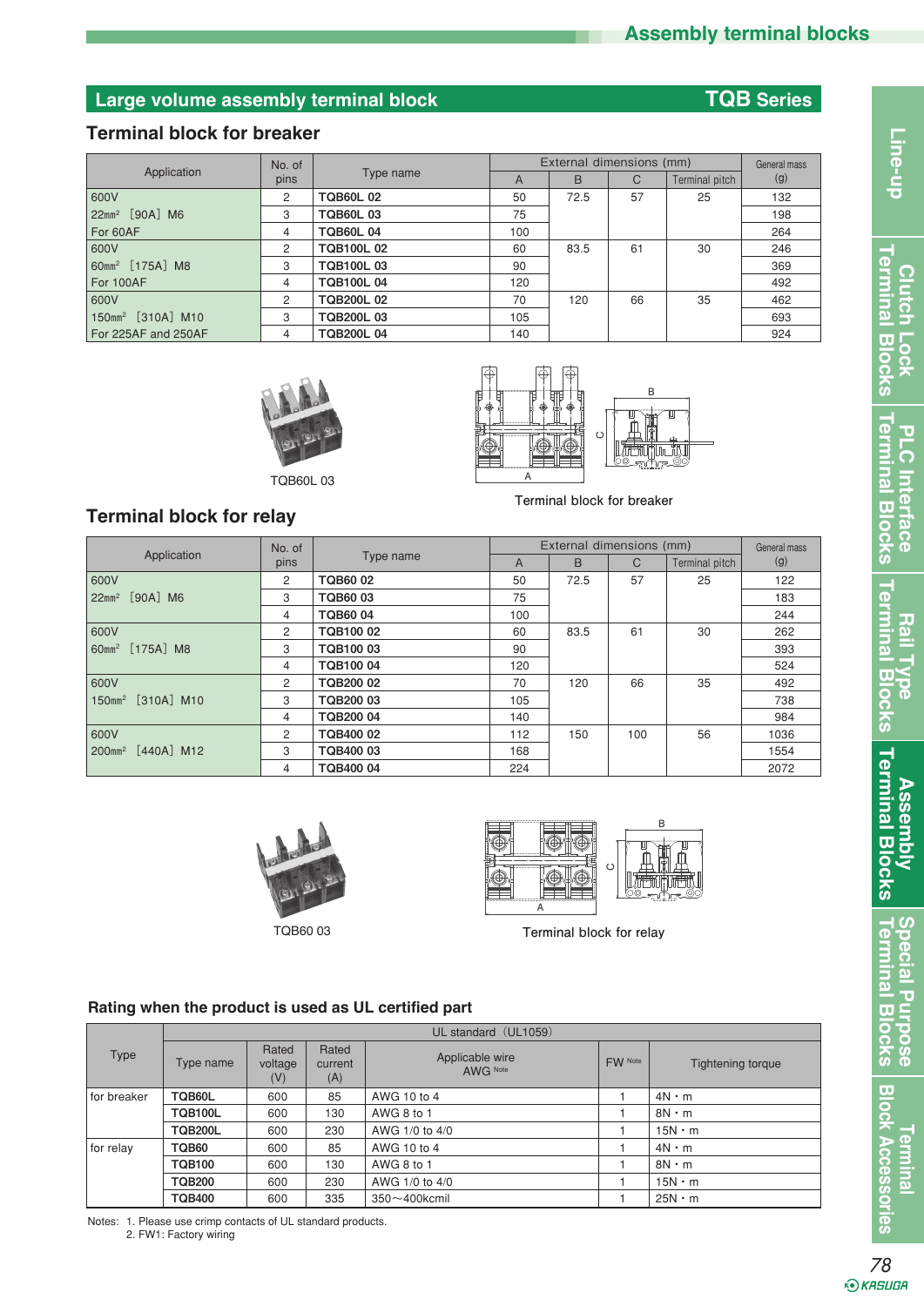## Large volume assembly terminal block — TQB Series

### Terminal block for breaker

| Application | No. of pins | Type name | External dimensions (mm) | | | | General mass (g) |
|---|---|---|---|---|---|---|---|
| | | | A | B | C | Terminal pitch | |
| 600V 22mm² [90A] M6 For 60AF | 2 | **TQB60L 02** | 50 | 72.5 | 57 | 25 | 132 |
| | 3 | **TQB60L 03** | 75 | | | | 198 |
| | 4 | **TQB60L 04** | 100 | | | | 264 |
| 600V 60mm² [175A] M8 For 100AF | 2 | **TQB100L 02** | 60 | 83.5 | 61 | 30 | 246 |
| | 3 | **TQB100L 03** | 90 | | | | 369 |
| | 4 | **TQB100L 04** | 120 | | | | 492 |
| 600V 150mm² [310A] M10 For 225AF and 250AF | 2 | **TQB200L 02** | 70 | 120 | 66 | 35 | 462 |
| | 3 | **TQB200L 03** | 105 | | | | 693 |
| | 4 | **TQB200L 04** | 140 | | | | 924 |

TQB60L 03

Terminal block for breaker

### Terminal block for relay

| Application | No. of pins | Type name | External dimensions (mm) | | | | General mass (g) |
|---|---|---|---|---|---|---|---|
| | | | A | B | C | Terminal pitch | |
| 600V 22mm² [90A] M6 | 2 | **TQB60 02** | 50 | 72.5 | 57 | 25 | 122 |
| | 3 | **TQB60 03** | 75 | | | | 183 |
| | 4 | **TQB60 04** | 100 | | | | 244 |
| 600V 60mm² [175A] M8 | 2 | **TQB100 02** | 60 | 83.5 | 61 | 30 | 262 |
| | 3 | **TQB100 03** | 90 | | | | 393 |
| | 4 | **TQB100 04** | 120 | | | | 524 |
| 600V 150mm² [310A] M10 | 2 | **TQB200 02** | 70 | 120 | 66 | 35 | 492 |
| | 3 | **TQB200 03** | 105 | | | | 738 |
| | 4 | **TQB200 04** | 140 | | | | 984 |
| 600V 200mm² [440A] M12 | 2 | **TQB400 02** | 112 | 150 | 100 | 56 | 1036 |
| | 3 | **TQB400 03** | 168 | | | | 1554 |
| | 4 | **TQB400 04** | 224 | | | | 2072 |

TQB60 03

Terminal block for relay

### Rating when the product is used as UL certified part

| Type | UL standard (UL1059) | | | | | |
|---|---|---|---|---|---|---|
| | Type name | Rated voltage (V) | Rated current (A) | Applicable wire AWG Note | FW Note | Tightening torque |
| for breaker | **TQB60L** | 600 | 85 | AWG 10 to 4 | 1 | 4N・m |
| | **TQB100L** | 600 | 130 | AWG 8 to 1 | 1 | 8N・m |
| | **TQB200L** | 600 | 230 | AWG 1/0 to 4/0 | 1 | 15N・m |
| for relay | **TQB60** | 600 | 85 | AWG 10 to 4 | 1 | 4N・m |
| | **TQB100** | 600 | 130 | AWG 8 to 1 | 1 | 8N・m |
| | **TQB200** | 600 | 230 | AWG 1/0 to 4/0 | 1 | 15N・m |
| | **TQB400** | 600 | 335 | 350〜400kcmil | 1 | 25N・m |

Notes: 1. Please use crimp contacts of UL standard products.
2. FW1: Factory wiring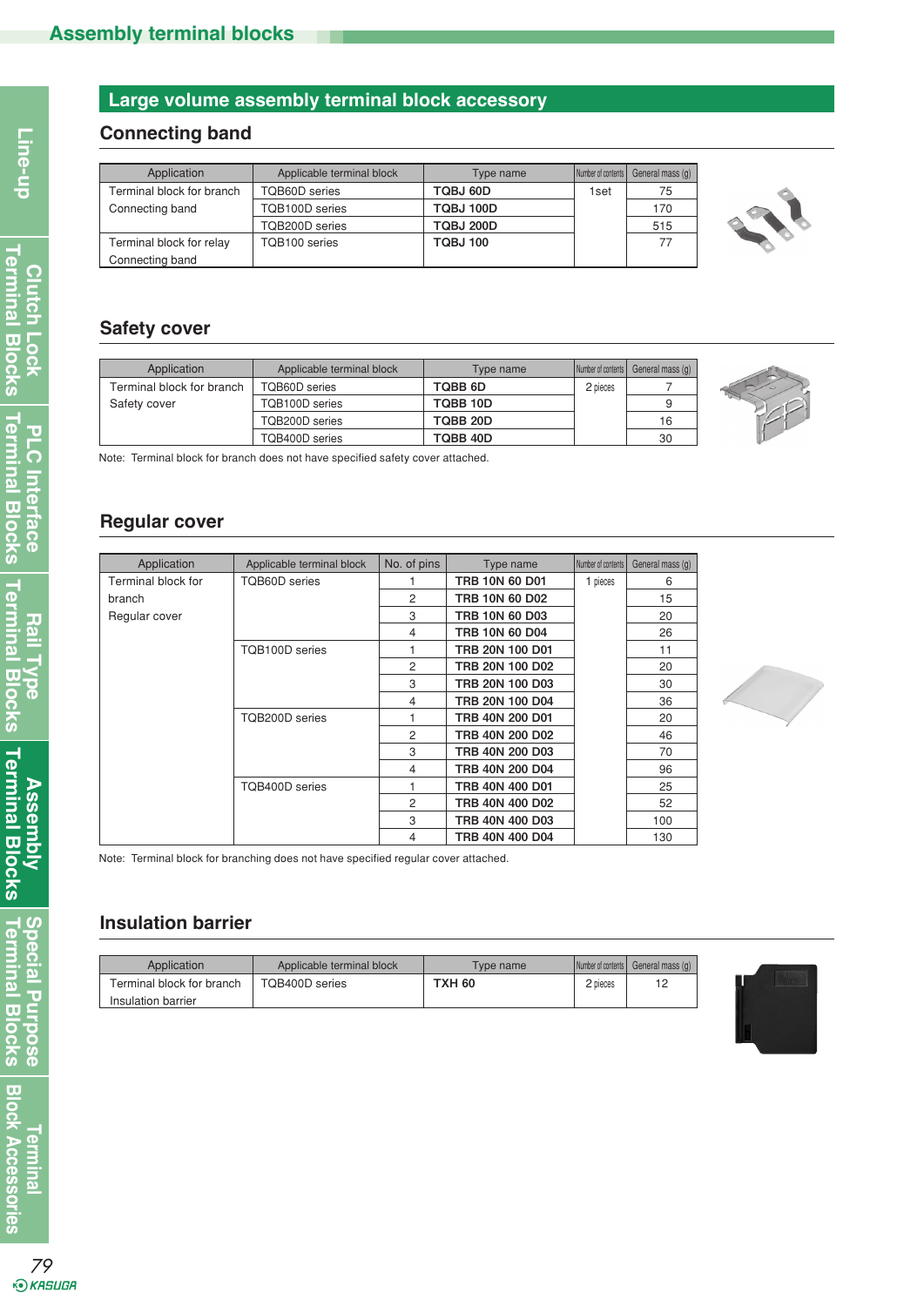# Large volume assembly terminal block accessory

## Connecting band

| Application | Applicable terminal block | Type name | Number of contents | General mass (g) |
|---|---|---|---|---|
| Terminal block for branch Connecting band | TQB60D series | **TQBJ 60D** | 1set | 75 |
| | TQB100D series | **TQBJ 100D** | | 170 |
| | TQB200D series | **TQBJ 200D** | | 515 |
| Terminal block for relay Connecting band | TQB100 series | **TQBJ 100** | | 77 |

## Safety cover

| Application | Applicable terminal block | Type name | Number of contents | General mass (g) |
|---|---|---|---|---|
| Terminal block for branch Safety cover | TQB60D series | **TQBB 6D** | 2 pieces | 7 |
| | TQB100D series | **TQBB 10D** | | 9 |
| | TQB200D series | **TQBB 20D** | | 16 |
| | TQB400D series | **TQBB 40D** | | 30 |

Note: Terminal block for branch does not have specified safety cover attached.

## Regular cover

| Application | Applicable terminal block | No. of pins | Type name | Number of contents | General mass (g) |
|---|---|---|---|---|---|
| Terminal block for branch Regular cover | TQB60D series | 1 | **TRB 10N 60 D01** | 1 pieces | 6 |
| | | 2 | **TRB 10N 60 D02** | | 15 |
| | | 3 | **TRB 10N 60 D03** | | 20 |
| | | 4 | **TRB 10N 60 D04** | | 26 |
| | TQB100D series | 1 | **TRB 20N 100 D01** | | 11 |
| | | 2 | **TRB 20N 100 D02** | | 20 |
| | | 3 | **TRB 20N 100 D03** | | 30 |
| | | 4 | **TRB 20N 100 D04** | | 36 |
| | TQB200D series | 1 | **TRB 40N 200 D01** | | 20 |
| | | 2 | **TRB 40N 200 D02** | | 46 |
| | | 3 | **TRB 40N 200 D03** | | 70 |
| | | 4 | **TRB 40N 200 D04** | | 96 |
| | TQB400D series | 1 | **TRB 40N 400 D01** | | 25 |
| | | 2 | **TRB 40N 400 D02** | | 52 |
| | | 3 | **TRB 40N 400 D03** | | 100 |
| | | 4 | **TRB 40N 400 D04** | | 130 |

Note: Terminal block for branching does not have specified regular cover attached.

## Insulation barrier

| Application | Applicable terminal block | Type name | Number of contents | General mass (g) |
|---|---|---|---|---|
| Terminal block for branch Insulation barrier | TQB400D series | **TXH 60** | 2 pieces | 12 |